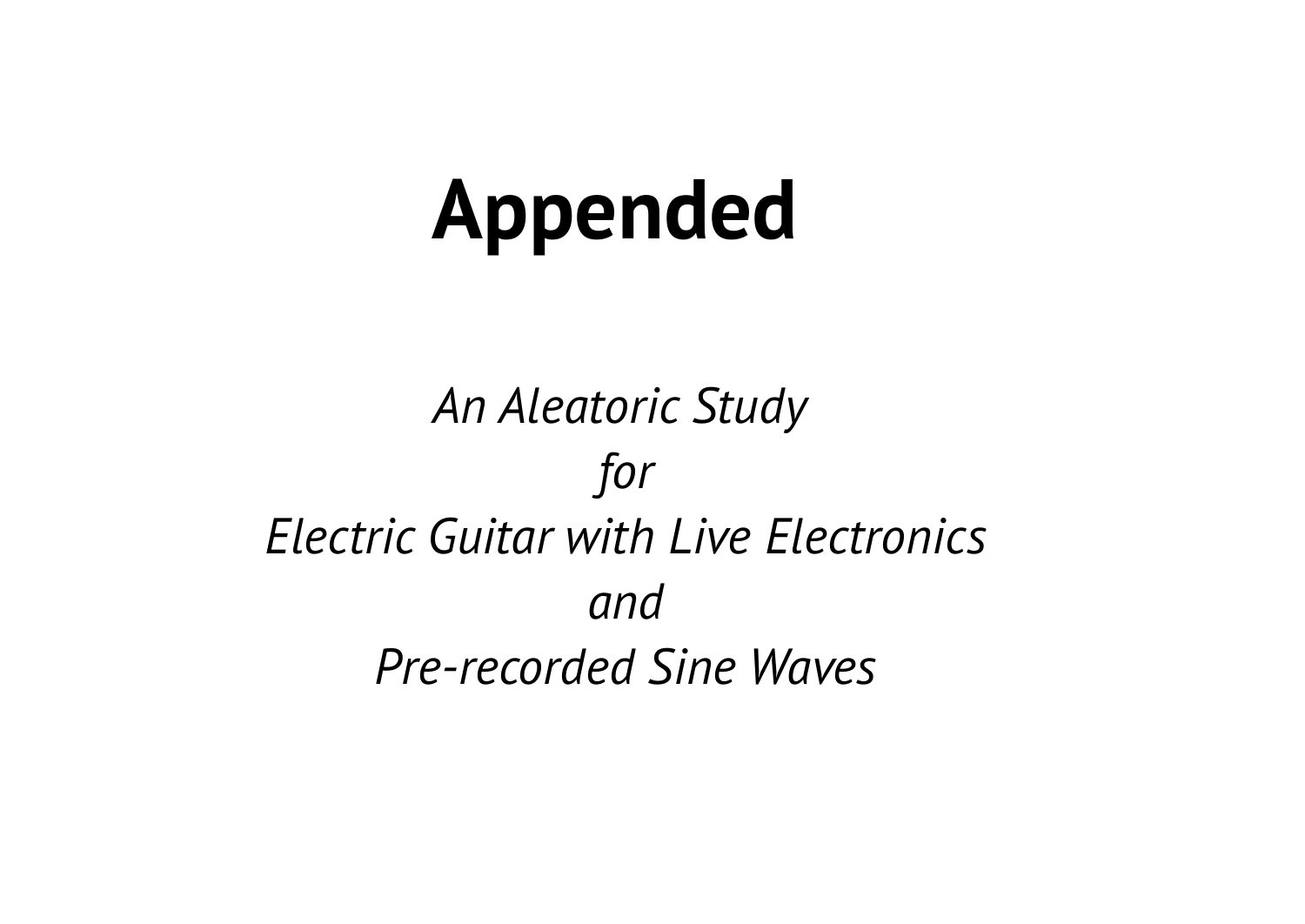# Appended

*An Aleatoric Study*
*for*
*Electric Guitar with Live Electronics*
*and*
*Pre-recorded Sine Waves*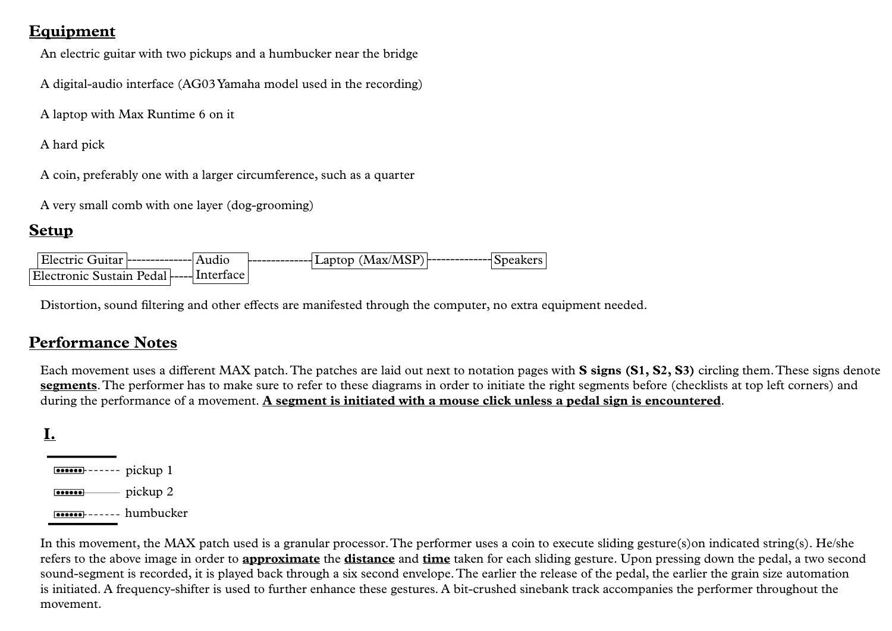## Equipment

An electric guitar with two pickups and a humbucker near the bridge

A digital-audio interface (AG03 Yamaha model used in the recording)

A laptop with Max Runtime 6 on it

A hard pick

A coin, preferably one with a larger circumference, such as a quarter

A very small comb with one layer (dog-grooming)

## Setup

Electric Guitar ---- Audio Interface ---- Laptop (Max/MSP) ---- Speakers

Electronic Sustain Pedal ---- Audio Interface

Distortion, sound filtering and other effects are manifested through the computer, no extra equipment needed.

## Performance Notes

Each movement uses a different MAX patch. The patches are laid out next to notation pages with **S signs (S1, S2, S3)** circling them. These signs denote **segments**. The performer has to make sure to refer to these diagrams in order to initiate the right segments before (checklists at top left corners) and during the performance of a movement. **A segment is initiated with a mouse click unless a pedal sign is encountered**.

### I.

pickup 1

pickup 2

humbucker

In this movement, the MAX patch used is a granular processor. The performer uses a coin to execute sliding gesture(s)on indicated string(s). He/she refers to the above image in order to **approximate** the **distance** and **time** taken for each sliding gesture. Upon pressing down the pedal, a two second sound-segment is recorded, it is played back through a six second envelope. The earlier the release of the pedal, the earlier the grain size automation is initiated. A frequency-shifter is used to further enhance these gestures. A bit-crushed sinebank track accompanies the performer throughout the movement.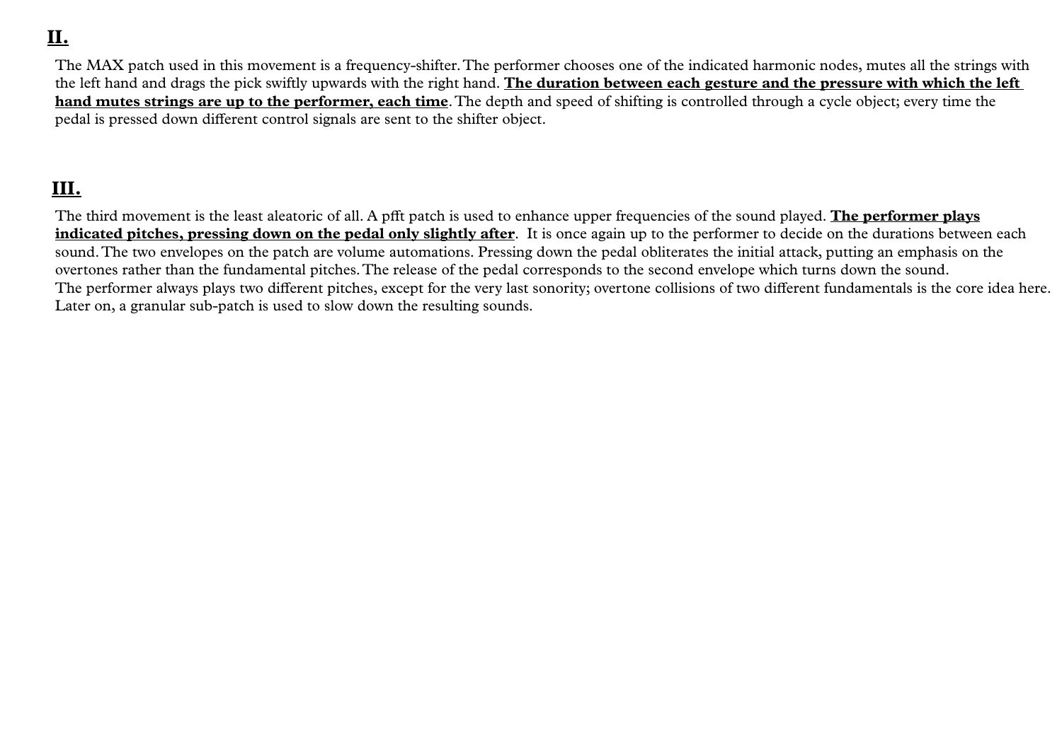## II.

The MAX patch used in this movement is a frequency-shifter. The performer chooses one of the indicated harmonic nodes, mutes all the strings with the left hand and drags the pick swiftly upwards with the right hand. **The duration between each gesture and the pressure with which the left hand mutes strings are up to the performer, each time**. The depth and speed of shifting is controlled through a cycle object; every time the pedal is pressed down different control signals are sent to the shifter object.

## III.

The third movement is the least aleatoric of all. A pfft patch is used to enhance upper frequencies of the sound played. **The performer plays indicated pitches, pressing down on the pedal only slightly after**. It is once again up to the performer to decide on the durations between each sound. The two envelopes on the patch are volume automations. Pressing down the pedal obliterates the initial attack, putting an emphasis on the overtones rather than the fundamental pitches. The release of the pedal corresponds to the second envelope which turns down the sound.
The performer always plays two different pitches, except for the very last sonority; overtone collisions of two different fundamentals is the core idea here. Later on, a granular sub-patch is used to slow down the resulting sounds.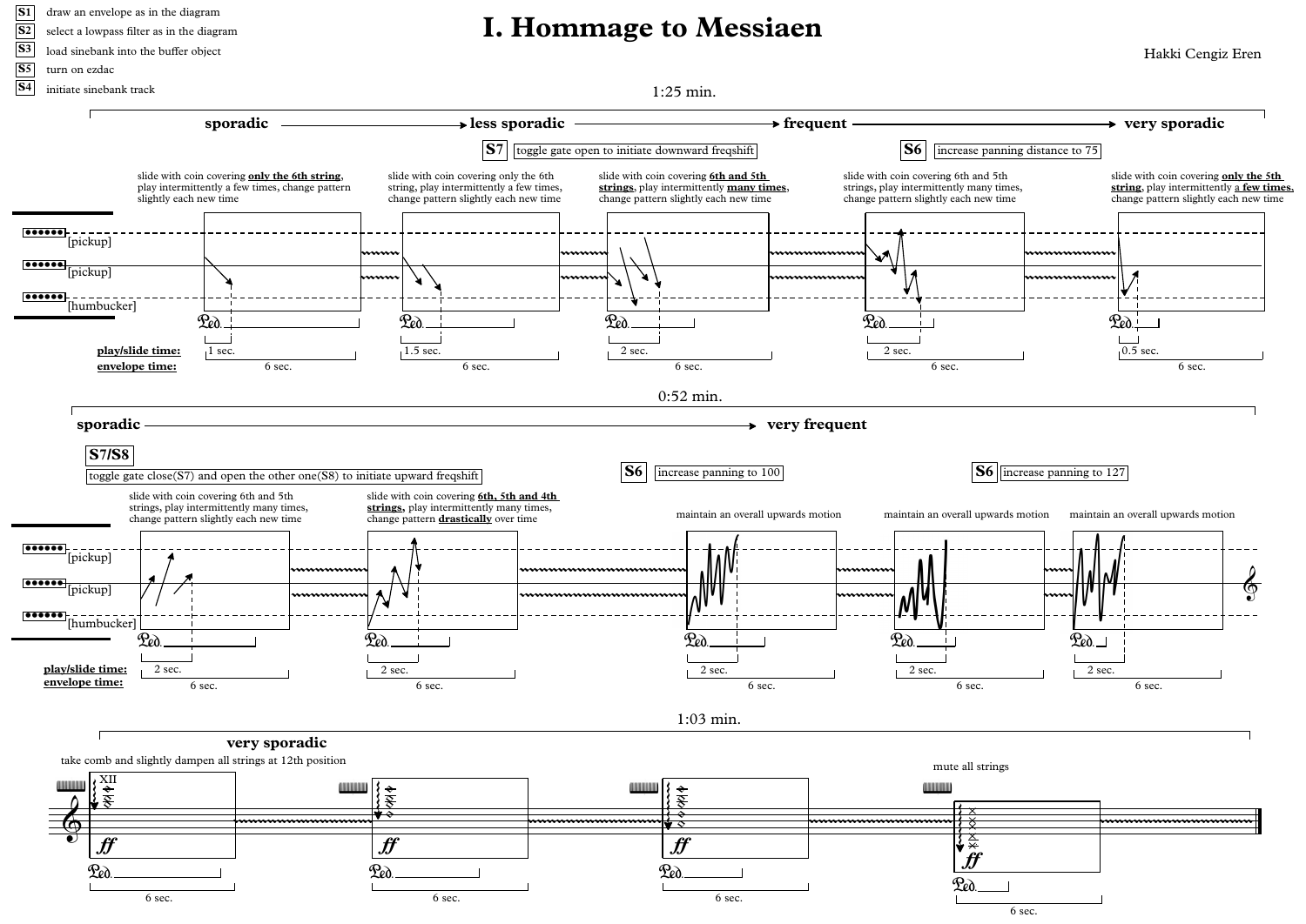**S1** draw an envelope as in the diagram
**S2** select a lowpass filter as in the diagram
**S3** load sinebank into the buffer object
**S5** turn on ezdac
**S4** initiate sinebank track

# I. Hommage to Messiaen

Hakki Cengiz Eren

1:25 min.

**sporadic** → **less sporadic** → **frequent** → **very sporadic**

**S7** toggle gate open to initiate downward freqshift

**S6** increase panning distance to 75

slide with coin covering **only the 6th string**, play intermittently a few times, change pattern slightly each new time

slide with coin covering only the 6th string, play intermittently a few times, change pattern slightly each new time

slide with coin covering **6th and 5th strings**, play intermittently **many times**, change pattern slightly each new time

slide with coin covering 6th and 5th strings, play intermittently many times, change pattern slightly each new time

slide with coin covering **only the 5th string**, play intermittently **a few times**, change pattern slightly each new time

[pickup]
[pickup]
[humbucker]

**play/slide time:** 1 sec. | 1.5 sec. | 2 sec. | 2 sec. | 0.5 sec.
**envelope time:** 6 sec. | 6 sec. | 6 sec. | 6 sec. | 6 sec.

0:52 min.

**sporadic** → **very frequent**

**S7/S8** toggle gate close(S7) and open the other one(S8) to initiate upward freqshift

**S6** increase panning to 100

**S6** increase panning to 127

slide with coin covering 6th and 5th strings, play intermittently many times, change pattern slightly each new time

slide with coin covering **6th, 5th and 4th strings**, play intermittently many times, change pattern **drastically** over time

maintain an overall upwards motion

maintain an overall upwards motion

maintain an overall upwards motion

[pickup]
[pickup]
[humbucker]

**play/slide time:** 2 sec. | 2 sec. | 2 sec. | 2 sec. | 2 sec.
**envelope time:** 6 sec. | 6 sec. | 6 sec. | 6 sec. | 6 sec.

1:03 min.

**very sporadic**

take comb and slightly dampen all strings at 12th position

XII

*ff* | *ff* | *ff*

mute all strings

*ff*

6 sec. | 6 sec. | 6 sec. | 6 sec.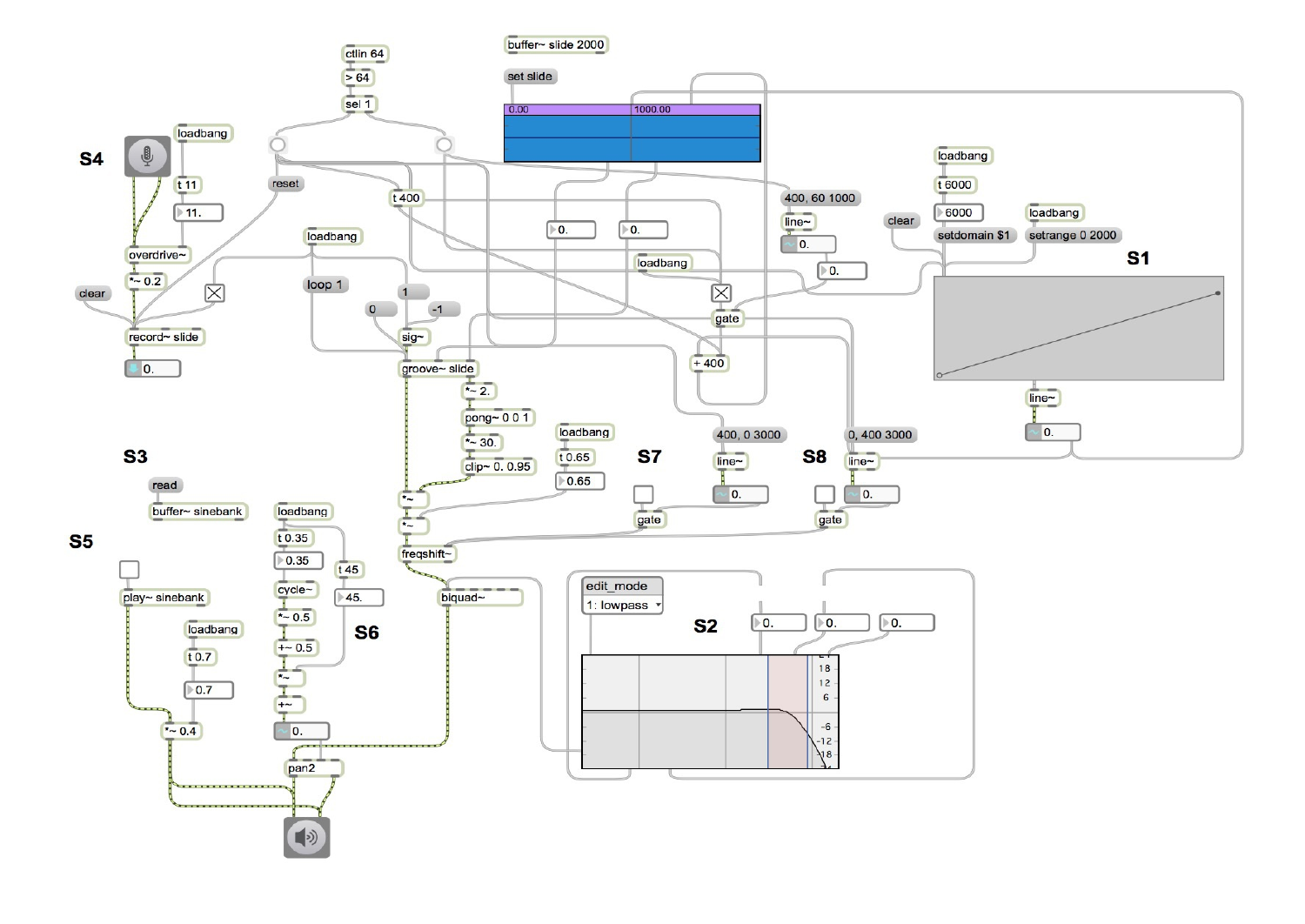S1

S2

S3

S4

S5

S6

S7

S8

buffer~ slide 2000

set slide

0.00

1000.00

ctlin 64

> 64

sel 1

reset

t 400

loadbang

t 11

11.

overdrive~

*~ 0.2

clear

record~ slide

0.

loadbang

loop 1

1

0

-1

sig~

groove~ slide

*~ 2.

pong~ 0 0 1

*~ 30.

clip~ 0. 0.95

loadbang

t 0.65

0.65

*~

*~

freqshift~

biquad~

0.

0.

400, 60 1000

line~

0.

0.

loadbang

gate

+ 400

400, 0 3000

line~

0.

gate

0, 400 3000

line~

0.

gate

loadbang

t 6000

6000

clear

setdomain $1

loadbang

setrange 0 2000

line~

0.

read

buffer~ sinebank

play~ sinebank

loadbang

t 0.7

0.7

*~ 0.4

loadbang

t 0.35

0.35

cycle~

*~ 0.5

+~ 0.5

*~

+~

0.

t 45

45.

pan2

edit_mode

1: lowpass

0.

0.

0.

18

12

6

-6

-12

-18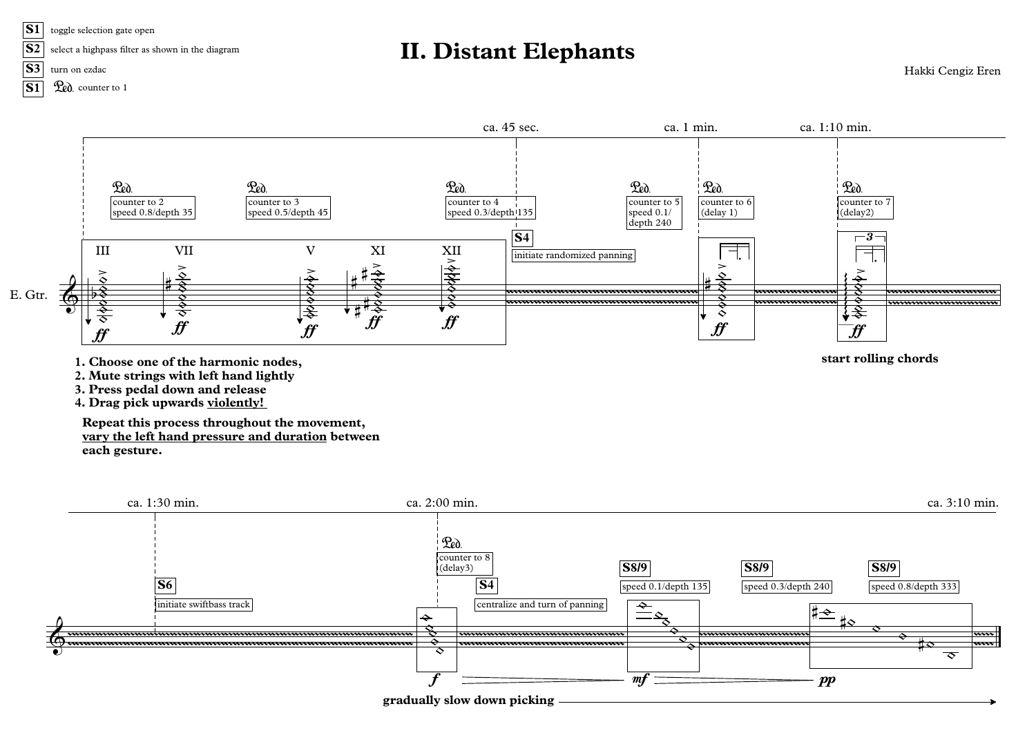S1 toggle selection gate open

S2 select a highpass filter as shown in the diagram

S3 turn on ezdac

S1 Ped. counter to 1

# II. Distant Elephants

Hakki Cengiz Eren

ca. 45 sec.

ca. 1 min.

ca. 1:10 min.

Ped. counter to 2 speed 0.8/depth 35

Ped. counter to 3 speed 0.5/depth 45

Ped. counter to 4 speed 0.3/depth 135

Ped. counter to 5 speed 0.1/ depth 240

Ped. counter to 6 (delay 1)

Ped. counter to 7 (delay2)

S4 initiate randomized panning

E. Gtr.

III VII V XI XII

ff ff ff ff ff ff ff

3

**1. Choose one of the harmonic nodes,**
**2. Mute strings with left hand lightly**
**3. Press pedal down and release**
**4. Drag pick upwards violently!**

**Repeat this process throughout the movement, vary the left hand pressure and duration between each gesture.**

**start rolling chords**

ca. 1:30 min.

ca. 2:00 min.

ca. 3:10 min.

Ped. counter to 8 (delay3)

S6 initiate swiftbass track

S4 centralize and turn of panning

S8/9 speed 0.1/depth 135

S8/9 speed 0.3/depth 240

S8/9 speed 0.8/depth 333

f mf pp

**gradually slow down picking**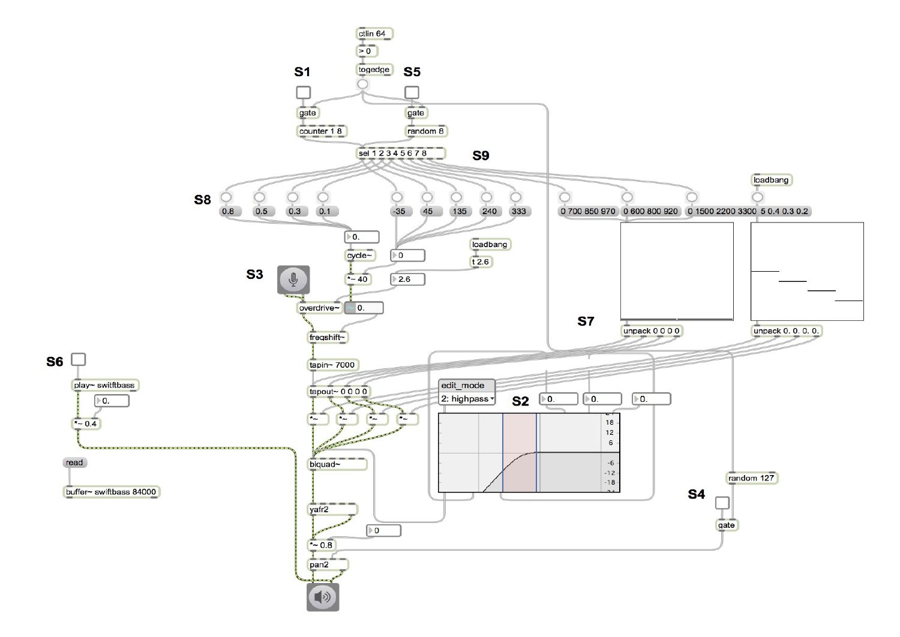ctlin 64

> 0

togedge

S1

S5

gate

gate

counter 1 8

random 8

sel 1 2 3 4 5 6 7 8

S9

loadbang

S8

0.8

0.5

0.3

0.1

-35

45

135

240

333

0 700 850 970

0 600 800 920

0 1500 2200 3300

5 0.4 0.3 0.2

0.

cycle~

0

loadbang

t 2.6

S3

*~ 40

2.6

overdrive~

0.

freqshift~

S7

unpack 0 0 0 0

unpack 0. 0. 0. 0.

S6

tapin~ 7000

play~ swiftbass

0.

tapout~ 0 0 0 0

edit_mode

2: highpass

S2

0.

0.

0.

*~ 0.4

*~

*~

*~

*~

18

12

6

-6

-12

-18

read

buffer~ swiftbass 84000

biquad~

random 127

S4

yafr2

gate

0

*~ 0.8

pan2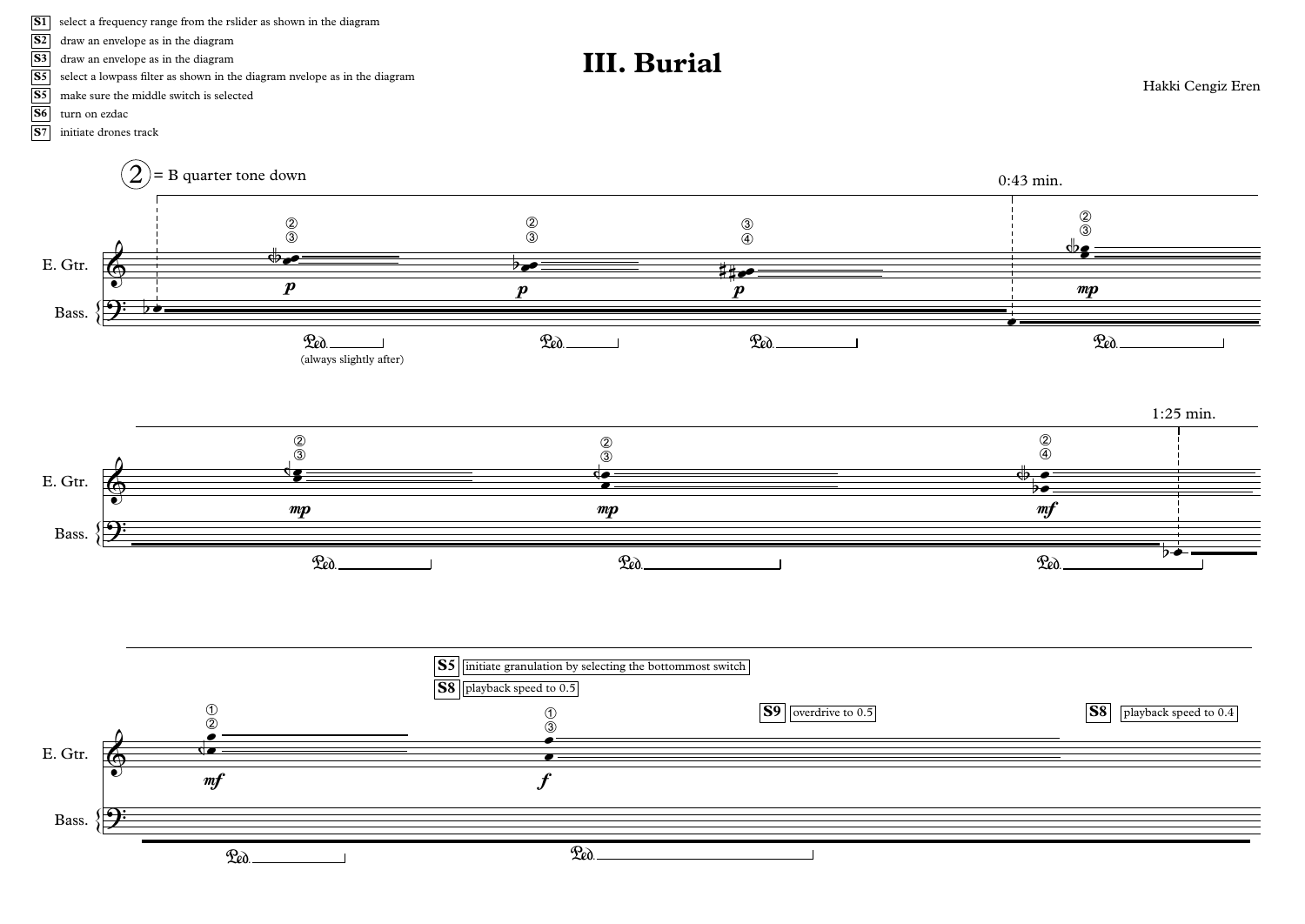**S1** select a frequency range from the rslider as shown in the diagram

**S2** draw an envelope as in the diagram

**S3** draw an envelope as in the diagram

**S5** select a lowpass filter as shown in the diagram nvelope as in the diagram

**S5** make sure the middle switch is selected

**S6** turn on ezdac

**S7** initiate drones track

# III. Burial

Hakki Cengiz Eren

② = B quarter tone down

0:43 min.

E. Gtr.

Bass.

(always slightly after)

1:25 min.

**S5** initiate granulation by selecting the bottommost switch

**S8** playback speed to 0.5

**S9** overdrive to 0.5

**S8** playback speed to 0.4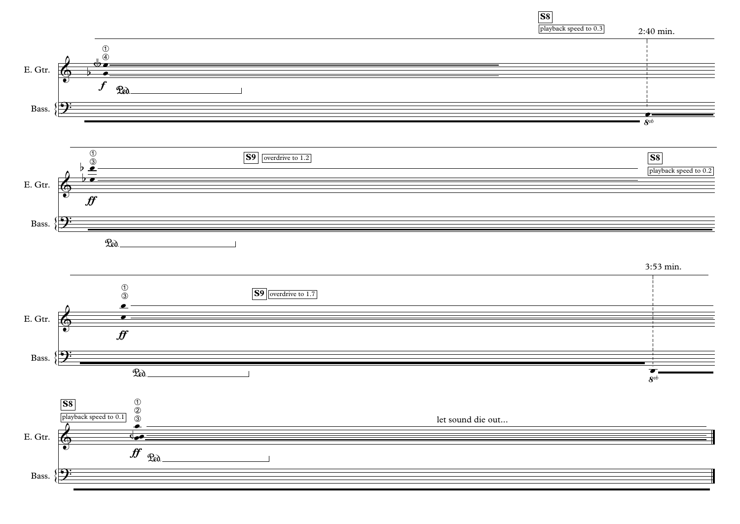E. Gtr.

Bass.

S8 playback speed to 0.3

2:40 min.

*f*

Ped.

8vb

S9 overdrive to 1.2

S8 playback speed to 0.2

*ff*

Ped.

3:53 min.

S9 overdrive to 1.7

*ff*

Ped.

8vb

S8 playback speed to 0.1

let sound die out...

*ff*

Ped.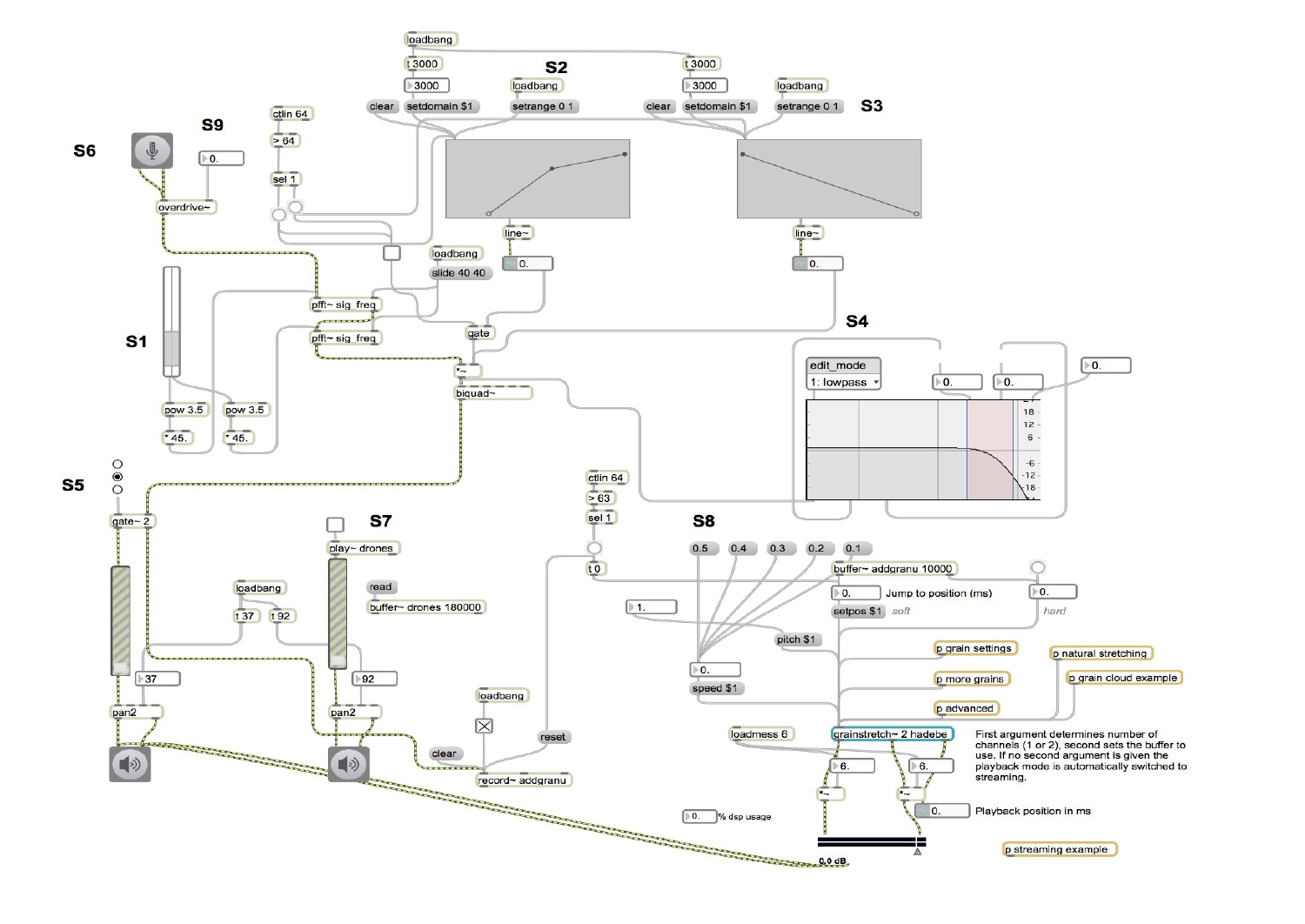S2

S3

S9

S6

S1

S4

S5

S7

S8

loadbang

t 3000

3000

clear

setdomain $1

setrange 0 1

ctlin 64

> 64

sel 1

overdrive~

0.

line~

slide 40 40

pfft~ sig_freq

gate

*~

biquad~

edit_mode

1: lowpass

18

12

6

-6

-12

-18

pow 3.5

* 45.

gate~ 2

play~ drones

read

buffer~ drones 180000

t 37

t 92

37

92

pan2

ctlin 64

> 63

sel 1

t 0

0.5

0.4

0.3

0.2

0.1

buffer~ addgranu 10000

Jump to position (ms)

setpos $1

soft

hard

1.

pitch $1

speed $1

p grain settings

p natural stretching

p grain cloud example

p more grains

p advanced

loadmess 6

grainstretch~ 2 hadebe

First argument determines number of channels (1 or 2), second sets the buffer to use. If no second argument is given the playback mode is automatically switched to streaming.

6.

reset

clear

record~ addgranu

% dsp usage

Playback position in ms

p streaming example

0.0 dB